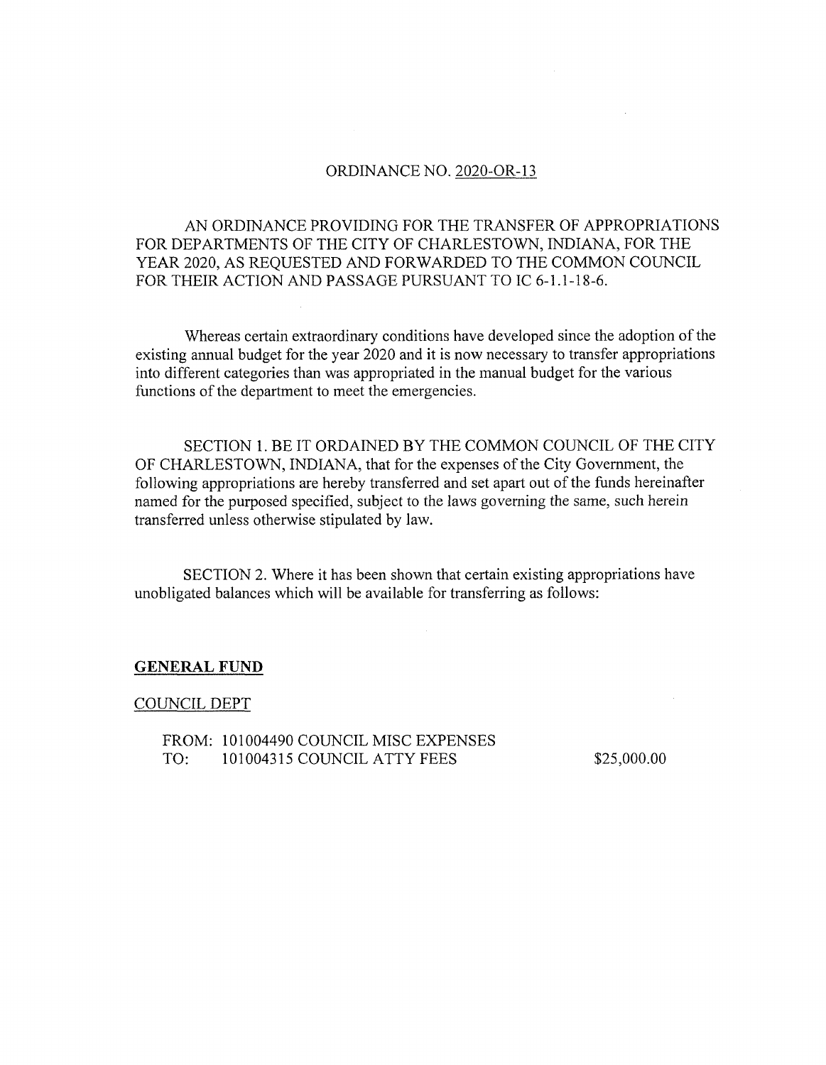ORDINANCE NO. 2020-OR-13

AN ORDINANCE PROVIDING FOR THE TRANSFER OF APPROPRIATIONS FOR DEPARTMENTS OF THE CITY OF CHARLESTOWN, INDIANA, FOR THE YEAR 2020, AS REQUESTED AND FORWARDED TO THE COMMON COUNCIL FOR THEIR ACTION AND PASSAGE PURSUANT TO IC 6-1.1-18-6.

Whereas certain extraordinary conditions have developed since the adoption of the existing annual budget for the year 2020 and it is now necessary to transfer appropriations into different categories than was appropriated in the manual budget for the various functions of the department to meet the emergencies.

SECTION 1. BE IT ORDAINED BY THE COMMON COUNCIL OF THE CITY OF CHARLESTOWN, INDIANA, that for the expenses of the City Government, the following appropriations are hereby transferred and set apart out of the funds hereinafter named for the purposed specified, subject to the laws governing the same, such herein transferred unless otherwise stipulated by law.

SECTION 2. Where it has been shown that certain existing appropriations have unobligated balances which will be available for transferring as follows:

**GENERAL FUND**

COUNCIL DEPT

FROM: 101004490 COUNCIL MISC EXPENSES
TO: 101004315 COUNCIL ATTY FEES $25,000.00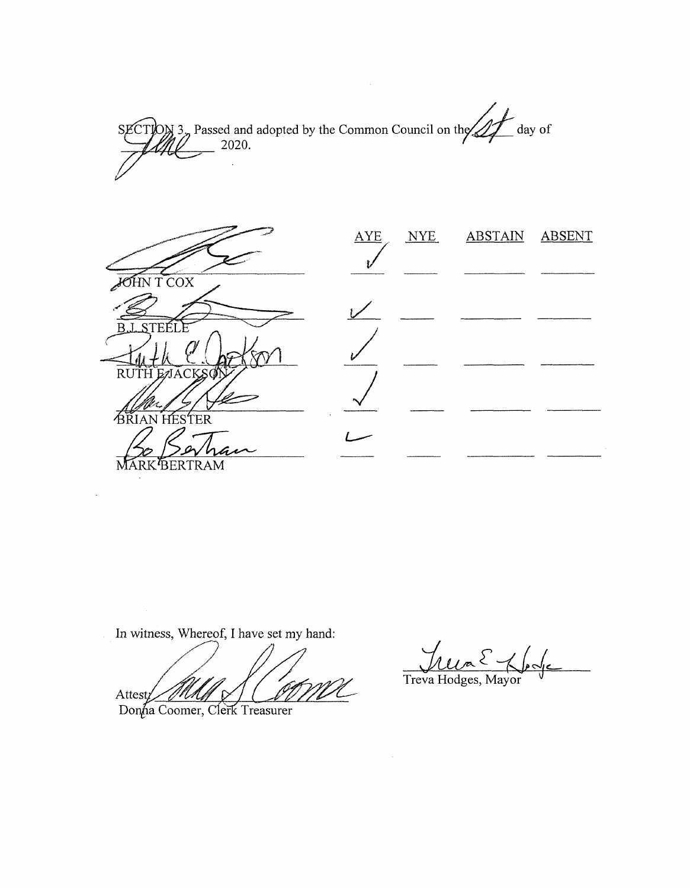SECTION 3. Passed and adopted by the Common Council on the 24 day of June 2020.

| | AYE | NYE | ABSTAIN | ABSENT |
|---|---|---|---|---|
| JOHN T COX | ✓ | | | |
| B.J. STEELE | ✓ | | | |
| RUTH E JACKSON | ✓ | | | |
| BRIAN HESTER | ✓ | | | |
| MARK BERTRAM | ✓ | | | |

In witness, Whereof, I have set my hand:

Attest: ______________________
Donna Coomer, Clerk Treasurer

______________________
Treva Hodges, Mayor